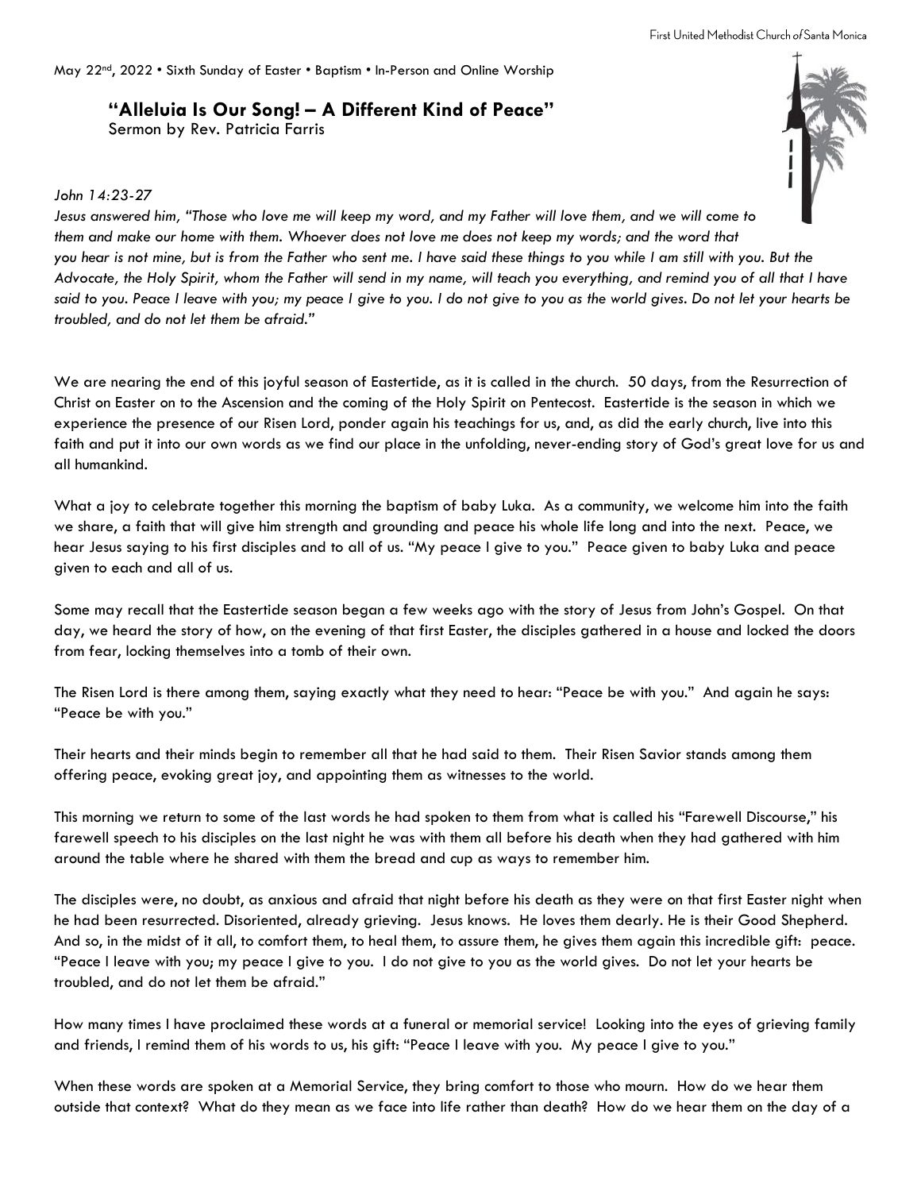May 22nd, 2022 • Sixth Sunday of Easter • Baptism • In-Person and Online Worship

## **"Alleluia Is Our Song! – A Different Kind of Peace"**

Sermon by Rev. Patricia Farris

*John 14:23-27*

*Jesus answered him, "Those who love me will keep my word, and my Father will love them, and we will come to them and make our home with them. Whoever does not love me does not keep my words; and the word that you hear is not mine, but is from the Father who sent me. I have said these things to you while I am still with you. But the Advocate, the Holy Spirit, whom the Father will send in my name, will teach you everything, and remind you of all that I have said to you. Peace I leave with you; my peace I give to you. I do not give to you as the world gives. Do not let your hearts be troubled, and do not let them be afraid."*

We are nearing the end of this joyful season of Eastertide, as it is called in the church. 50 days, from the Resurrection of Christ on Easter on to the Ascension and the coming of the Holy Spirit on Pentecost. Eastertide is the season in which we experience the presence of our Risen Lord, ponder again his teachings for us, and, as did the early church, live into this faith and put it into our own words as we find our place in the unfolding, never-ending story of God's great love for us and all humankind.

What a joy to celebrate together this morning the baptism of baby Luka. As a community, we welcome him into the faith we share, a faith that will give him strength and grounding and peace his whole life long and into the next. Peace, we hear Jesus saying to his first disciples and to all of us. "My peace I give to you." Peace given to baby Luka and peace given to each and all of us.

Some may recall that the Eastertide season began a few weeks ago with the story of Jesus from John's Gospel. On that day, we heard the story of how, on the evening of that first Easter, the disciples gathered in a house and locked the doors from fear, locking themselves into a tomb of their own.

The Risen Lord is there among them, saying exactly what they need to hear: "Peace be with you." And again he says: "Peace be with you."

Their hearts and their minds begin to remember all that he had said to them. Their Risen Savior stands among them offering peace, evoking great joy, and appointing them as witnesses to the world.

This morning we return to some of the last words he had spoken to them from what is called his "Farewell Discourse," his farewell speech to his disciples on the last night he was with them all before his death when they had gathered with him around the table where he shared with them the bread and cup as ways to remember him.

The disciples were, no doubt, as anxious and afraid that night before his death as they were on that first Easter night when he had been resurrected. Disoriented, already grieving. Jesus knows. He loves them dearly. He is their Good Shepherd. And so, in the midst of it all, to comfort them, to heal them, to assure them, he gives them again this incredible gift: peace. "Peace I leave with you; my peace I give to you. I do not give to you as the world gives. Do not let your hearts be troubled, and do not let them be afraid."

How many times I have proclaimed these words at a funeral or memorial service! Looking into the eyes of grieving family and friends, I remind them of his words to us, his gift: "Peace I leave with you. My peace I give to you."

When these words are spoken at a Memorial Service, they bring comfort to those who mourn. How do we hear them outside that context? What do they mean as we face into life rather than death? How do we hear them on the day of a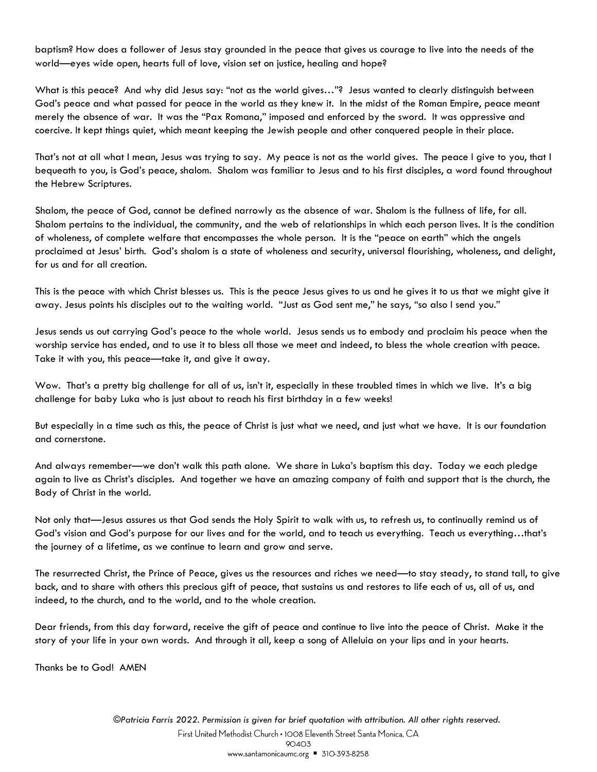baptism? How does a follower of Jesus stay grounded in the peace that gives us courage to live into the needs of the world—eyes wide open, hearts full of love, vision set on justice, healing and hope?

What is this peace? And why did Jesus say: "not as the world gives…"? Jesus wanted to clearly distinguish between God's peace and what passed for peace in the world as they knew it. In the midst of the Roman Empire, peace meant merely the absence of war. It was the "Pax Romana," imposed and enforced by the sword. It was oppressive and coercive. It kept things quiet, which meant keeping the Jewish people and other conquered people in their place.

That's not at all what I mean, Jesus was trying to say. My peace is not as the world gives. The peace I give to you, that I bequeath to you, is God's peace, shalom. Shalom was familiar to Jesus and to his first disciples, a word found throughout the Hebrew Scriptures.

Shalom, the peace of God, cannot be defined narrowly as the absence of war. Shalom is the fullness of life, for all. Shalom pertains to the individual, the community, and the web of relationships in which each person lives. It is the condition of wholeness, of complete welfare that encompasses the whole person. It is the "peace on earth" which the angels proclaimed at Jesus' birth. God's shalom is a state of wholeness and security, universal flourishing, wholeness, and delight, for us and for all creation.

This is the peace with which Christ blesses us. This is the peace Jesus gives to us and he gives it to us that we might give it away. Jesus points his disciples out to the waiting world. "Just as God sent me," he says, "so also I send you."

Jesus sends us out carrying God's peace to the whole world. Jesus sends us to embody and proclaim his peace when the worship service has ended, and to use it to bless all those we meet and indeed, to bless the whole creation with peace. Take it with you, this peace—take it, and give it away.

Wow. That's a pretty big challenge for all of us, isn't it, especially in these troubled times in which we live. It's a big challenge for baby Luka who is just about to reach his first birthday in a few weeks!

But especially in a time such as this, the peace of Christ is just what we need, and just what we have. It is our foundation and cornerstone.

And always remember—we don't walk this path alone. We share in Luka's baptism this day. Today we each pledge again to live as Christ's disciples. And together we have an amazing company of faith and support that is the church, the Body of Christ in the world.

Not only that—Jesus assures us that God sends the Holy Spirit to walk with us, to refresh us, to continually remind us of God's vision and God's purpose for our lives and for the world, and to teach us everything. Teach us everything…that's the journey of a lifetime, as we continue to learn and grow and serve.

The resurrected Christ, the Prince of Peace, gives us the resources and riches we need—to stay steady, to stand tall, to give back, and to share with others this precious gift of peace, that sustains us and restores to life each of us, all of us, and indeed, to the church, and to the world, and to the whole creation.

Dear friends, from this day forward, receive the gift of peace and continue to live into the peace of Christ. Make it the story of your life in your own words. And through it all, keep a song of Alleluia on your lips and in your hearts.

Thanks be to God! AMEN

*©Patricia Farris 2022. Permission is given for brief quotation with attribution. All other rights reserved.*

First United Methodist Church • 1008 Eleventh Street Santa Monica, CA 90403

www.santamonicaumc.org ▪ 310-393-8258